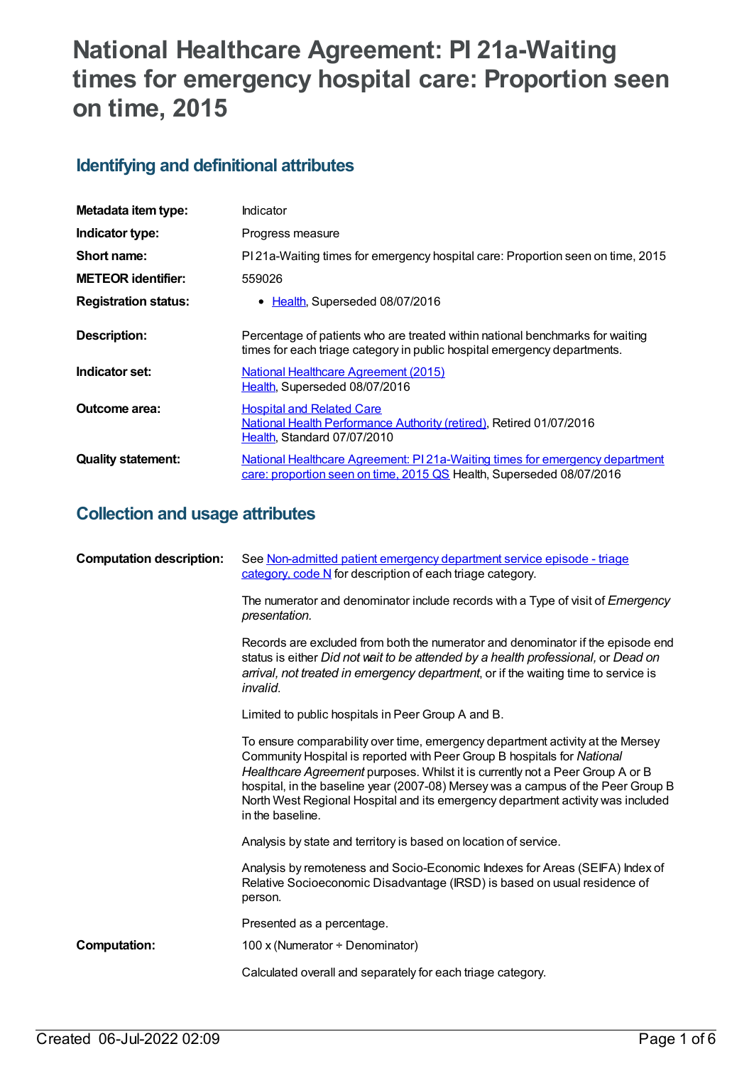# National Healthcare Agreement: PI 21a-Waiting times for emergency hospital care: Proportion seen on time, 2015

## Identifying and definitional attributes

| | |
|---|---|
| **Metadata item type:** | Indicator |
| **Indicator type:** | Progress measure |
| **Short name:** | PI 21a-Waiting times for emergency hospital care: Proportion seen on time, 2015 |
| **METEOR identifier:** | 559026 |
| **Registration status:** | • Health, Superseded 08/07/2016 |
| **Description:** | Percentage of patients who are treated within national benchmarks for waiting times for each triage category in public hospital emergency departments. |
| **Indicator set:** | National Healthcare Agreement (2015) Health, Superseded 08/07/2016 |
| **Outcome area:** | Hospital and Related Care National Health Performance Authority (retired), Retired 01/07/2016 Health, Standard 07/07/2010 |
| **Quality statement:** | National Healthcare Agreement: PI 21a-Waiting times for emergency department care: proportion seen on time, 2015 QS Health, Superseded 08/07/2016 |

## Collection and usage attributes

**Computation description:**

See Non-admitted patient emergency department service episode - triage category, code N for description of each triage category.

The numerator and denominator include records with a Type of visit of *Emergency presentation.*

Records are excluded from both the numerator and denominator if the episode end status is either *Did not wait to be attended by a health professional,* or *Dead on arrival, not treated in emergency department*, or if the waiting time to service is *invalid.*

Limited to public hospitals in Peer Group A and B.

To ensure comparability over time, emergency department activity at the Mersey Community Hospital is reported with Peer Group B hospitals for *National Healthcare Agreement* purposes. Whilst it is currently not a Peer Group A or B hospital, in the baseline year (2007-08) Mersey was a campus of the Peer Group B North West Regional Hospital and its emergency department activity was included in the baseline.

Analysis by state and territory is based on location of service.

Analysis by remoteness and Socio-Economic Indexes for Areas (SEIFA) Index of Relative Socioeconomic Disadvantage (IRSD) is based on usual residence of person.

Presented as a percentage.

**Computation:**

100 x (Numerator ÷ Denominator)

Calculated overall and separately for each triage category.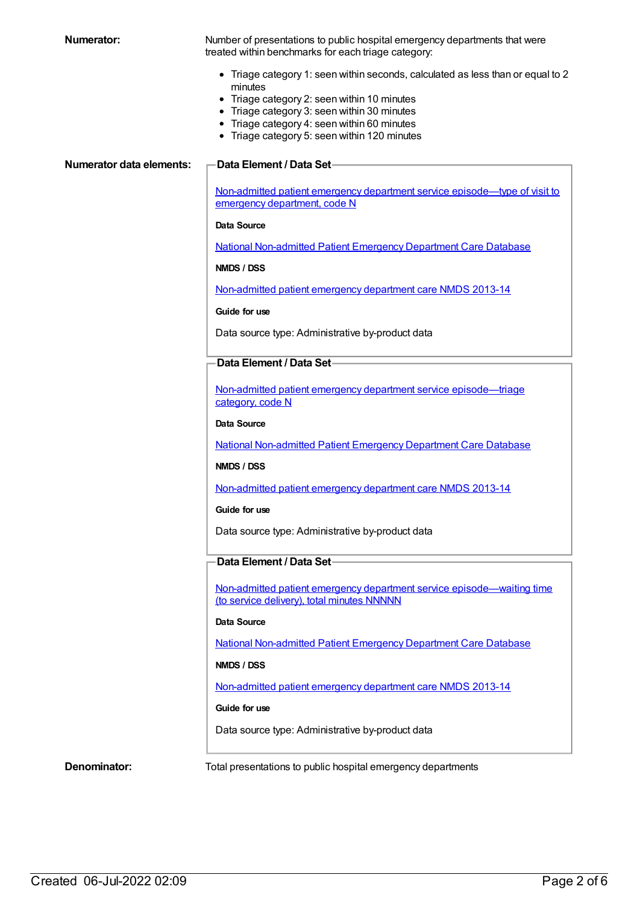**Numerator:**

Number of presentations to public hospital emergency departments that were treated within benchmarks for each triage category:

- Triage category 1: seen within seconds, calculated as less than or equal to 2 minutes
- Triage category 2: seen within 10 minutes
- Triage category 3: seen within 30 minutes
- Triage category 4: seen within 60 minutes
- Triage category 5: seen within 120 minutes

**Numerator data elements:**

**Data Element / Data Set**

Non-admitted patient emergency department service episode—type of visit to emergency department, code N

**Data Source**

National Non-admitted Patient Emergency Department Care Database

**NMDS / DSS**

Non-admitted patient emergency department care NMDS 2013-14

**Guide for use**

Data source type: Administrative by-product data

**Data Element / Data Set**

Non-admitted patient emergency department service episode—triage category, code N

**Data Source**

National Non-admitted Patient Emergency Department Care Database

**NMDS / DSS**

Non-admitted patient emergency department care NMDS 2013-14

**Guide for use**

Data source type: Administrative by-product data

**Data Element / Data Set**

Non-admitted patient emergency department service episode—waiting time (to service delivery), total minutes NNNNN

**Data Source**

National Non-admitted Patient Emergency Department Care Database

**NMDS / DSS**

Non-admitted patient emergency department care NMDS 2013-14

**Guide for use**

Data source type: Administrative by-product data

**Denominator:**

Total presentations to public hospital emergency departments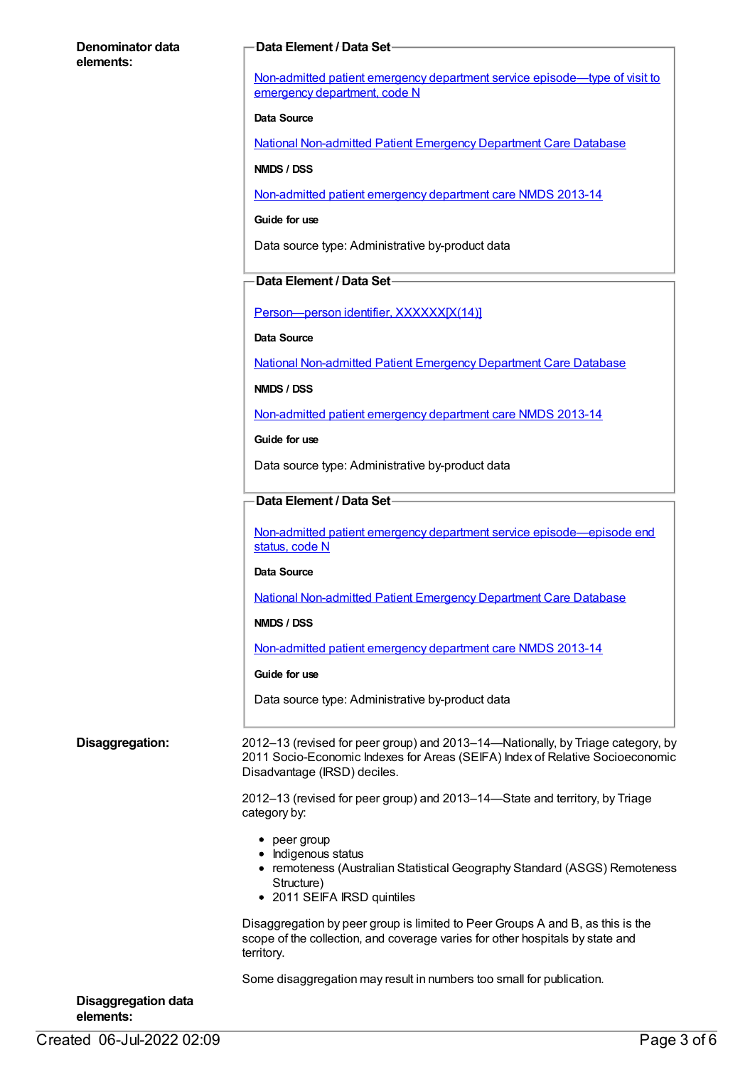**Denominator data elements:**

**Data Element / Data Set**

Non-admitted patient emergency department service episode—type of visit to emergency department, code N

**Data Source**

National Non-admitted Patient Emergency Department Care Database

**NMDS / DSS**

Non-admitted patient emergency department care NMDS 2013-14

**Guide for use**

Data source type: Administrative by-product data

**Data Element / Data Set**

Person—person identifier, XXXXXX[X(14)]

**Data Source**

National Non-admitted Patient Emergency Department Care Database

**NMDS / DSS**

Non-admitted patient emergency department care NMDS 2013-14

**Guide for use**

Data source type: Administrative by-product data

**Data Element / Data Set**

Non-admitted patient emergency department service episode—episode end status, code N

**Data Source**

National Non-admitted Patient Emergency Department Care Database

**NMDS / DSS**

Non-admitted patient emergency department care NMDS 2013-14

**Guide for use**

Data source type: Administrative by-product data

**Disaggregation:**

2012–13 (revised for peer group) and 2013–14—Nationally, by Triage category, by 2011 Socio-Economic Indexes for Areas (SEIFA) Index of Relative Socioeconomic Disadvantage (IRSD) deciles.

2012–13 (revised for peer group) and 2013–14—State and territory, by Triage category by:

- peer group
- Indigenous status
- remoteness (Australian Statistical Geography Standard (ASGS) Remoteness Structure)
- 2011 SEIFA IRSD quintiles

Disaggregation by peer group is limited to Peer Groups A and B, as this is the scope of the collection, and coverage varies for other hospitals by state and territory.

Some disaggregation may result in numbers too small for publication.

**Disaggregation data elements:**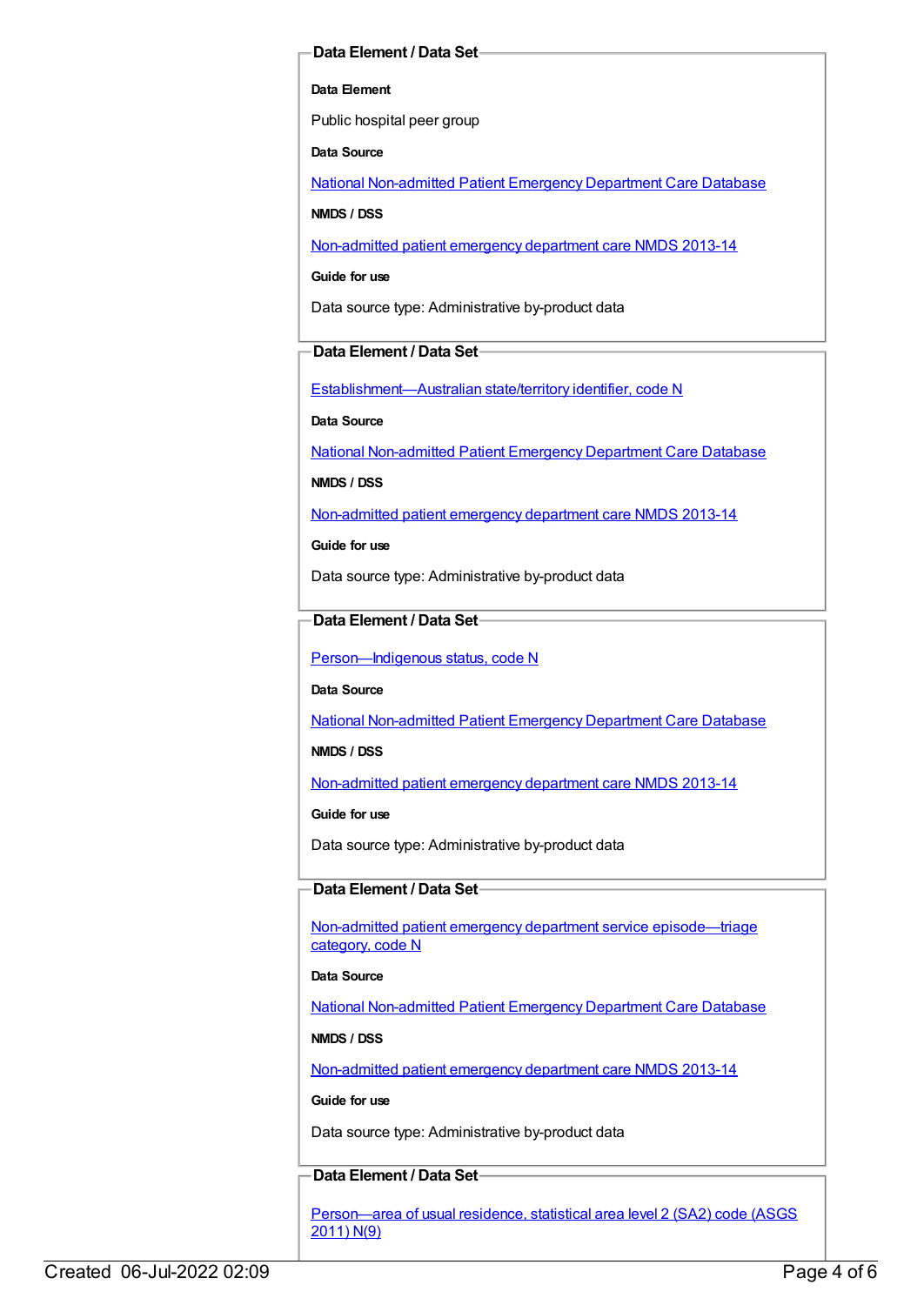### Data Element / Data Set

**Data Element**

Public hospital peer group

**Data Source**

National Non-admitted Patient Emergency Department Care Database

**NMDS / DSS**

Non-admitted patient emergency department care NMDS 2013-14

**Guide for use**

Data source type: Administrative by-product data

### Data Element / Data Set

Establishment—Australian state/territory identifier, code N

**Data Source**

National Non-admitted Patient Emergency Department Care Database

**NMDS / DSS**

Non-admitted patient emergency department care NMDS 2013-14

**Guide for use**

Data source type: Administrative by-product data

### Data Element / Data Set

Person—Indigenous status, code N

**Data Source**

National Non-admitted Patient Emergency Department Care Database

**NMDS / DSS**

Non-admitted patient emergency department care NMDS 2013-14

**Guide for use**

Data source type: Administrative by-product data

### Data Element / Data Set

Non-admitted patient emergency department service episode—triage category, code N

**Data Source**

National Non-admitted Patient Emergency Department Care Database

**NMDS / DSS**

Non-admitted patient emergency department care NMDS 2013-14

**Guide for use**

Data source type: Administrative by-product data

### Data Element / Data Set

Person—area of usual residence, statistical area level 2 (SA2) code (ASGS 2011) N(9)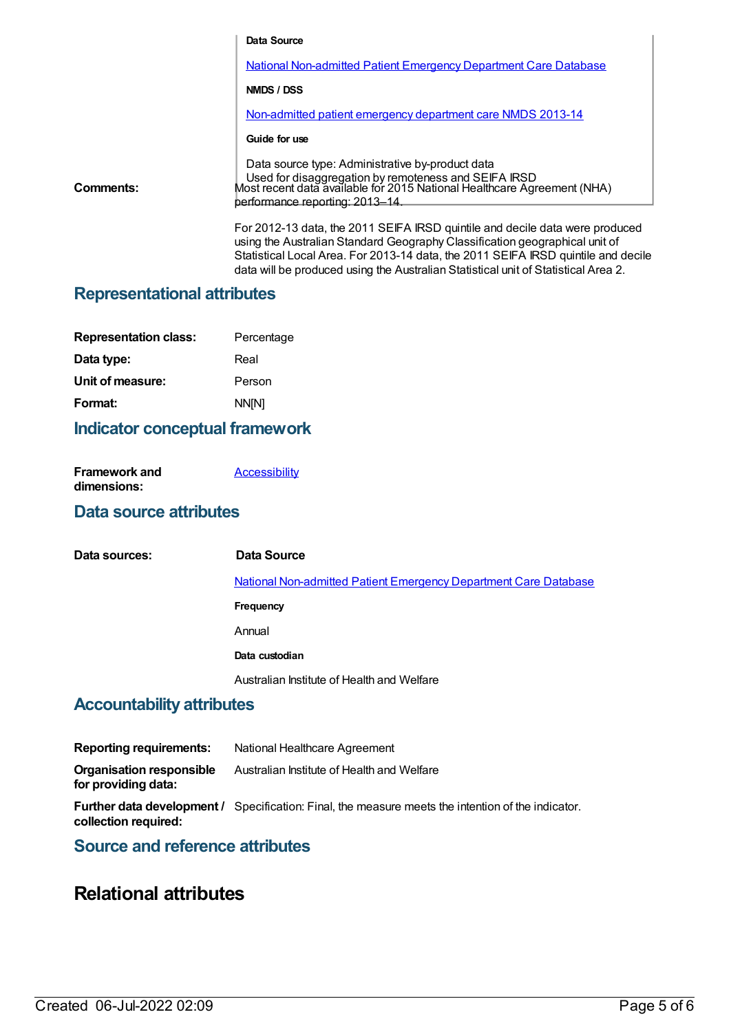**Data Source**

National Non-admitted Patient Emergency Department Care Database

**NMDS / DSS**

Non-admitted patient emergency department care NMDS 2013-14

**Guide for use**

Data source type: Administrative by-product data
Used for disaggregation by remoteness and SEIFA IRSD

**Comments:** Most recent data available for 2015 National Healthcare Agreement (NHA) performance reporting: 2013–14.

For 2012-13 data, the 2011 SEIFA IRSD quintile and decile data were produced using the Australian Standard Geography Classification geographical unit of Statistical Local Area. For 2013-14 data, the 2011 SEIFA IRSD quintile and decile data will be produced using the Australian Statistical unit of Statistical Area 2.

## Representational attributes

**Representation class:** Percentage

**Data type:** Real

**Unit of measure:** Person

**Format:** NN[N]

## Indicator conceptual framework

**Framework and dimensions:** Accessibility

## Data source attributes

**Data sources:**

**Data Source**

National Non-admitted Patient Emergency Department Care Database

**Frequency**

Annual

**Data custodian**

Australian Institute of Health and Welfare

## Accountability attributes

**Reporting requirements:** National Healthcare Agreement

**Organisation responsible for providing data:** Australian Institute of Health and Welfare

**Further data development / collection required:** Specification: Final, the measure meets the intention of the indicator.

## Source and reference attributes

# Relational attributes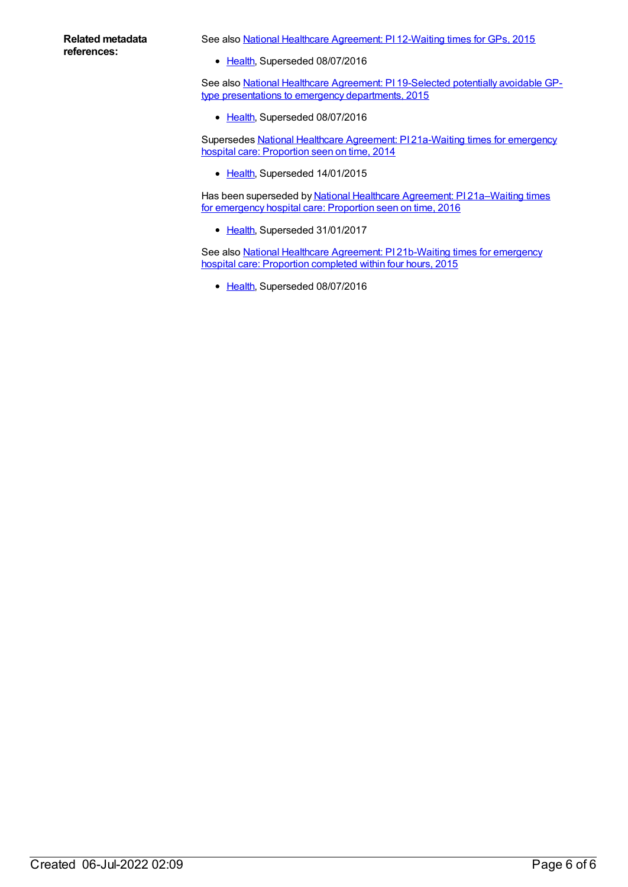**Related metadata references:**

See also National Healthcare Agreement: PI 12-Waiting times for GPs, 2015

- Health, Superseded 08/07/2016

See also National Healthcare Agreement: PI 19-Selected potentially avoidable GP-type presentations to emergency departments, 2015

- Health, Superseded 08/07/2016

Supersedes National Healthcare Agreement: PI 21a-Waiting times for emergency hospital care: Proportion seen on time, 2014

- Health, Superseded 14/01/2015

Has been superseded by National Healthcare Agreement: PI 21a–Waiting times for emergency hospital care: Proportion seen on time, 2016

- Health, Superseded 31/01/2017

See also National Healthcare Agreement: PI 21b-Waiting times for emergency hospital care: Proportion completed within four hours, 2015

- Health, Superseded 08/07/2016